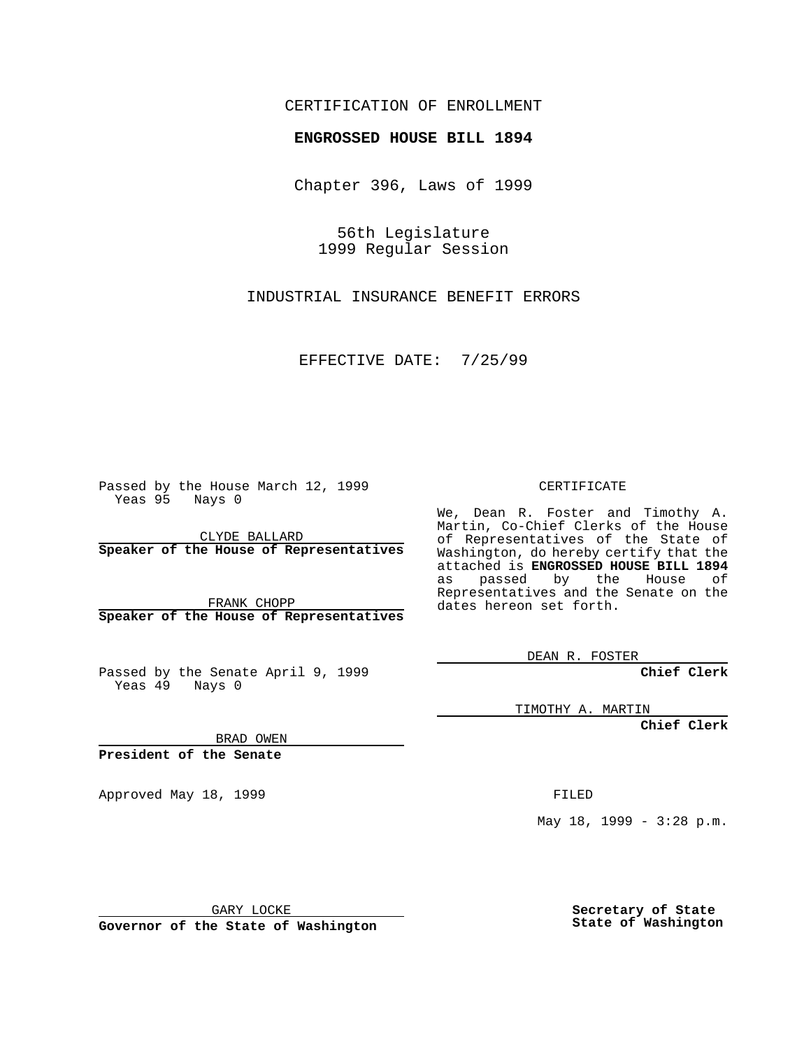CERTIFICATION OF ENROLLMENT

**ENGROSSED HOUSE BILL 1894**

Chapter 396, Laws of 1999

56th Legislature
1999 Regular Session

INDUSTRIAL INSURANCE BENEFIT ERRORS

EFFECTIVE DATE: 7/25/99

Passed by the House March 12, 1999
Yeas 95 Nays 0

CLYDE BALLARD
**Speaker of the House of Representatives**

FRANK CHOPP
**Speaker of the House of Representatives**

Passed by the Senate April 9, 1999
Yeas 49 Nays 0

BRAD OWEN
**President of the Senate**

Approved May 18, 1999

GARY LOCKE
**Governor of the State of Washington**

CERTIFICATE

We, Dean R. Foster and Timothy A. Martin, Co-Chief Clerks of the House of Representatives of the State of Washington, do hereby certify that the attached is **ENGROSSED HOUSE BILL 1894** as passed by the House of Representatives and the Senate on the dates hereon set forth.

DEAN R. FOSTER
**Chief Clerk**

TIMOTHY A. MARTIN
**Chief Clerk**

FILED

May 18, 1999 - 3:28 p.m.

**Secretary of State**
**State of Washington**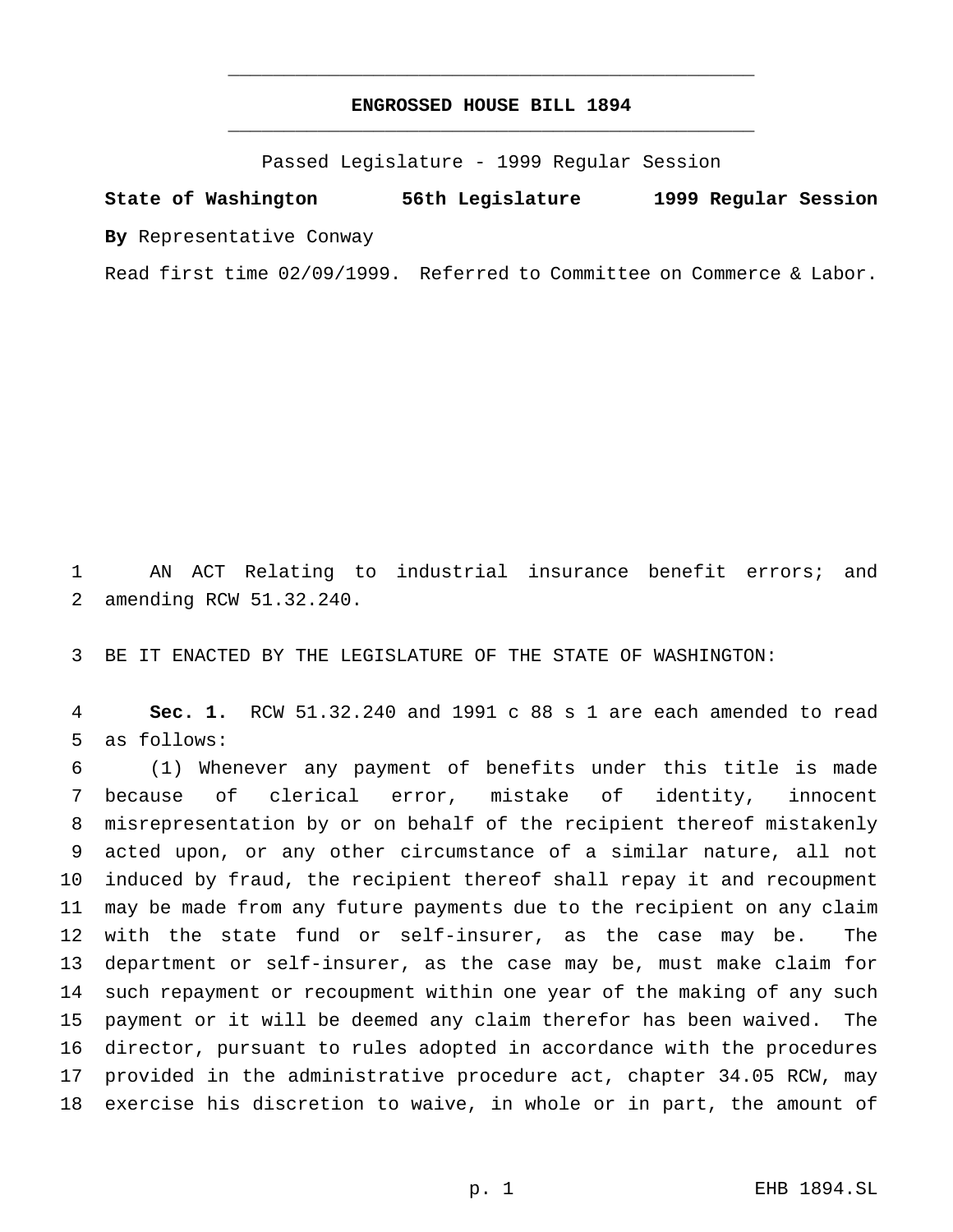**ENGROSSED HOUSE BILL 1894**

Passed Legislature - 1999 Regular Session

**State of Washington 56th Legislature 1999 Regular Session**

**By** Representative Conway

Read first time 02/09/1999. Referred to Committee on Commerce & Labor.

AN ACT Relating to industrial insurance benefit errors; and amending RCW 51.32.240.

BE IT ENACTED BY THE LEGISLATURE OF THE STATE OF WASHINGTON:

**Sec. 1.** RCW 51.32.240 and 1991 c 88 s 1 are each amended to read as follows:

(1) Whenever any payment of benefits under this title is made because of clerical error, mistake of identity, innocent misrepresentation by or on behalf of the recipient thereof mistakenly acted upon, or any other circumstance of a similar nature, all not induced by fraud, the recipient thereof shall repay it and recoupment may be made from any future payments due to the recipient on any claim with the state fund or self-insurer, as the case may be. The department or self-insurer, as the case may be, must make claim for such repayment or recoupment within one year of the making of any such payment or it will be deemed any claim therefor has been waived. The director, pursuant to rules adopted in accordance with the procedures provided in the administrative procedure act, chapter 34.05 RCW, may exercise his discretion to waive, in whole or in part, the amount of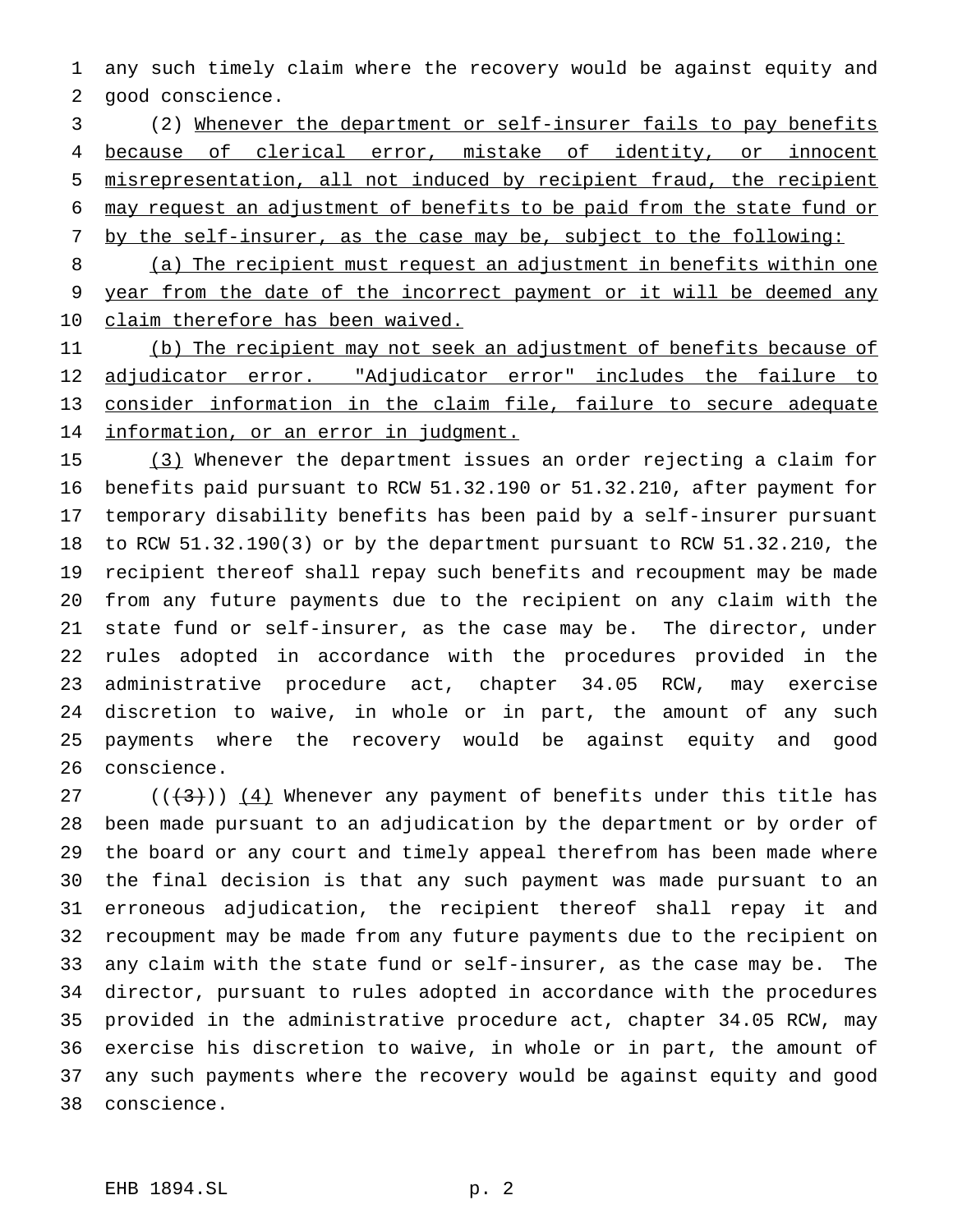any such timely claim where the recovery would be against equity and good conscience.

(2) <u>Whenever the department or self-insurer fails to pay benefits because of clerical error, mistake of identity, or innocent misrepresentation, all not induced by recipient fraud, the recipient may request an adjustment of benefits to be paid from the state fund or by the self-insurer, as the case may be, subject to the following:</u>

<u>(a) The recipient must request an adjustment in benefits within one year from the date of the incorrect payment or it will be deemed any claim therefore has been waived.</u>

<u>(b) The recipient may not seek an adjustment of benefits because of adjudicator error. "Adjudicator error" includes the failure to consider information in the claim file, failure to secure adequate information, or an error in judgment.</u>

<u>(3)</u> Whenever the department issues an order rejecting a claim for benefits paid pursuant to RCW 51.32.190 or 51.32.210, after payment for temporary disability benefits has been paid by a self-insurer pursuant to RCW 51.32.190(3) or by the department pursuant to RCW 51.32.210, the recipient thereof shall repay such benefits and recoupment may be made from any future payments due to the recipient on any claim with the state fund or self-insurer, as the case may be. The director, under rules adopted in accordance with the procedures provided in the administrative procedure act, chapter 34.05 RCW, may exercise discretion to waive, in whole or in part, the amount of any such payments where the recovery would be against equity and good conscience.

((~~(3)~~)) <u>(4)</u> Whenever any payment of benefits under this title has been made pursuant to an adjudication by the department or by order of the board or any court and timely appeal therefrom has been made where the final decision is that any such payment was made pursuant to an erroneous adjudication, the recipient thereof shall repay it and recoupment may be made from any future payments due to the recipient on any claim with the state fund or self-insurer, as the case may be. The director, pursuant to rules adopted in accordance with the procedures provided in the administrative procedure act, chapter 34.05 RCW, may exercise his discretion to waive, in whole or in part, the amount of any such payments where the recovery would be against equity and good conscience.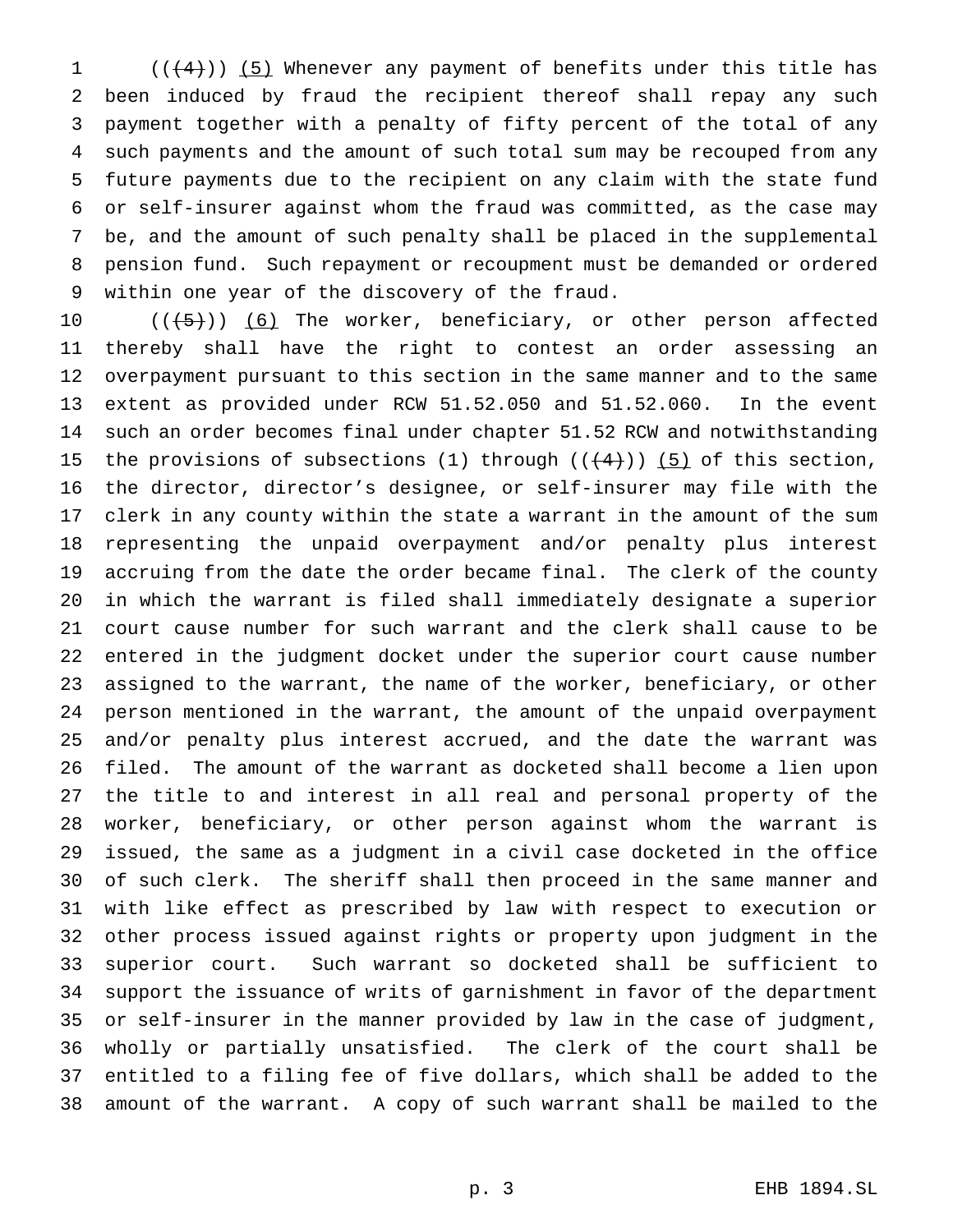(((4))) (5) Whenever any payment of benefits under this title has been induced by fraud the recipient thereof shall repay any such payment together with a penalty of fifty percent of the total of any such payments and the amount of such total sum may be recouped from any future payments due to the recipient on any claim with the state fund or self-insurer against whom the fraud was committed, as the case may be, and the amount of such penalty shall be placed in the supplemental pension fund. Such repayment or recoupment must be demanded or ordered within one year of the discovery of the fraud.

(((5))) (6) The worker, beneficiary, or other person affected thereby shall have the right to contest an order assessing an overpayment pursuant to this section in the same manner and to the same extent as provided under RCW 51.52.050 and 51.52.060. In the event such an order becomes final under chapter 51.52 RCW and notwithstanding the provisions of subsections (1) through (((4))) (5) of this section, the director, director's designee, or self-insurer may file with the clerk in any county within the state a warrant in the amount of the sum representing the unpaid overpayment and/or penalty plus interest accruing from the date the order became final. The clerk of the county in which the warrant is filed shall immediately designate a superior court cause number for such warrant and the clerk shall cause to be entered in the judgment docket under the superior court cause number assigned to the warrant, the name of the worker, beneficiary, or other person mentioned in the warrant, the amount of the unpaid overpayment and/or penalty plus interest accrued, and the date the warrant was filed. The amount of the warrant as docketed shall become a lien upon the title to and interest in all real and personal property of the worker, beneficiary, or other person against whom the warrant is issued, the same as a judgment in a civil case docketed in the office of such clerk. The sheriff shall then proceed in the same manner and with like effect as prescribed by law with respect to execution or other process issued against rights or property upon judgment in the superior court. Such warrant so docketed shall be sufficient to support the issuance of writs of garnishment in favor of the department or self-insurer in the manner provided by law in the case of judgment, wholly or partially unsatisfied. The clerk of the court shall be entitled to a filing fee of five dollars, which shall be added to the amount of the warrant. A copy of such warrant shall be mailed to the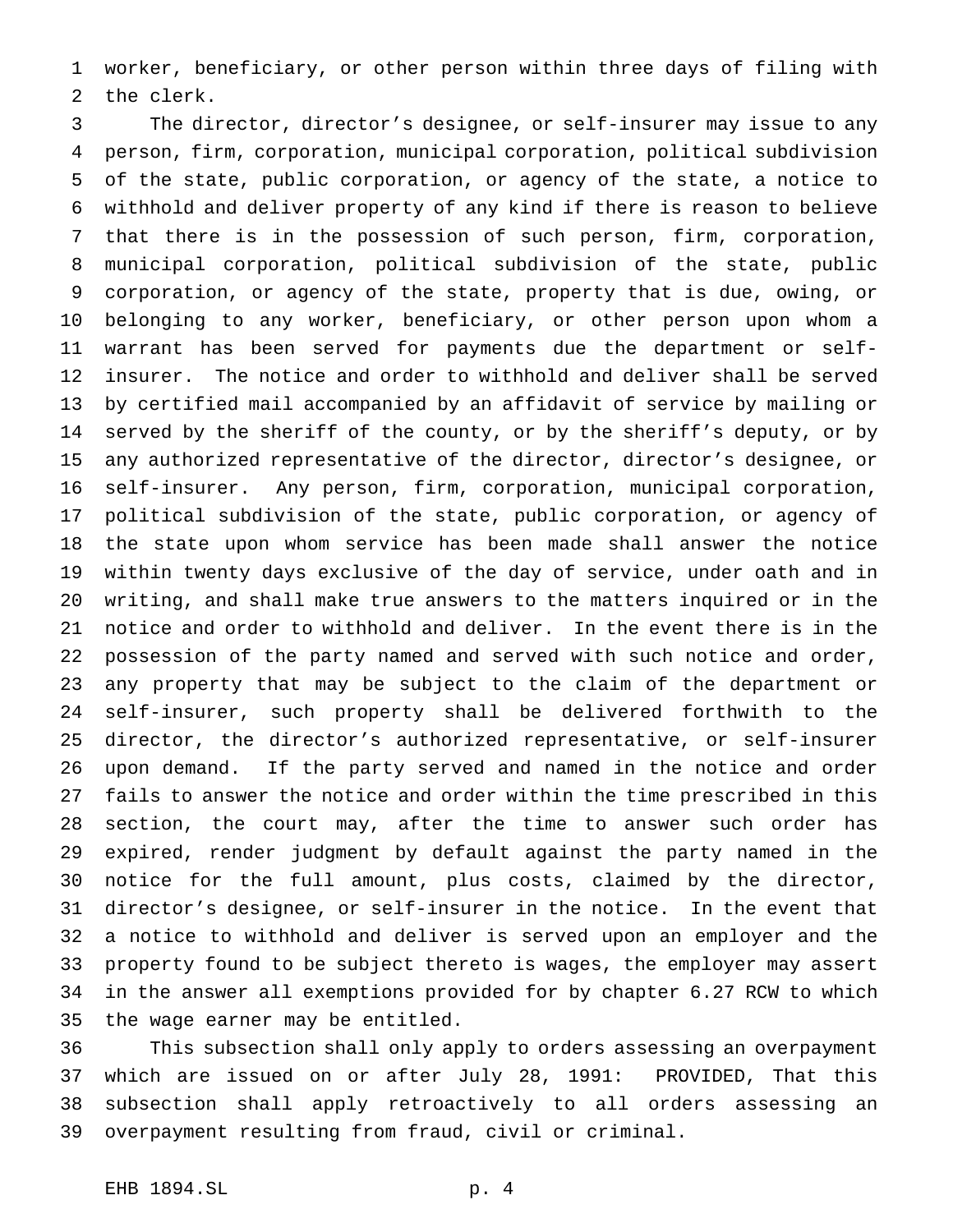worker, beneficiary, or other person within three days of filing with the clerk.

The director, director's designee, or self-insurer may issue to any person, firm, corporation, municipal corporation, political subdivision of the state, public corporation, or agency of the state, a notice to withhold and deliver property of any kind if there is reason to believe that there is in the possession of such person, firm, corporation, municipal corporation, political subdivision of the state, public corporation, or agency of the state, property that is due, owing, or belonging to any worker, beneficiary, or other person upon whom a warrant has been served for payments due the department or self-insurer. The notice and order to withhold and deliver shall be served by certified mail accompanied by an affidavit of service by mailing or served by the sheriff of the county, or by the sheriff's deputy, or by any authorized representative of the director, director's designee, or self-insurer. Any person, firm, corporation, municipal corporation, political subdivision of the state, public corporation, or agency of the state upon whom service has been made shall answer the notice within twenty days exclusive of the day of service, under oath and in writing, and shall make true answers to the matters inquired or in the notice and order to withhold and deliver. In the event there is in the possession of the party named and served with such notice and order, any property that may be subject to the claim of the department or self-insurer, such property shall be delivered forthwith to the director, the director's authorized representative, or self-insurer upon demand. If the party served and named in the notice and order fails to answer the notice and order within the time prescribed in this section, the court may, after the time to answer such order has expired, render judgment by default against the party named in the notice for the full amount, plus costs, claimed by the director, director's designee, or self-insurer in the notice. In the event that a notice to withhold and deliver is served upon an employer and the property found to be subject thereto is wages, the employer may assert in the answer all exemptions provided for by chapter 6.27 RCW to which the wage earner may be entitled.

This subsection shall only apply to orders assessing an overpayment which are issued on or after July 28, 1991: PROVIDED, That this subsection shall apply retroactively to all orders assessing an overpayment resulting from fraud, civil or criminal.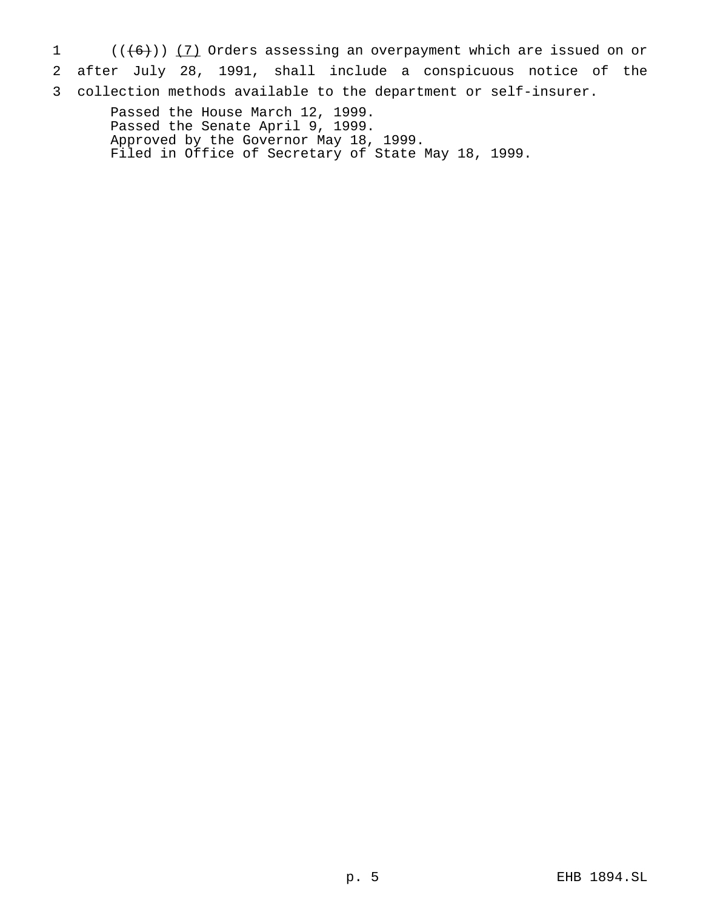((~~(6)~~)) <u>(7)</u> Orders assessing an overpayment which are issued on or after July 28, 1991, shall include a conspicuous notice of the collection methods available to the department or self-insurer.

Passed the House March 12, 1999.
Passed the Senate April 9, 1999.
Approved by the Governor May 18, 1999.
Filed in Office of Secretary of State May 18, 1999.